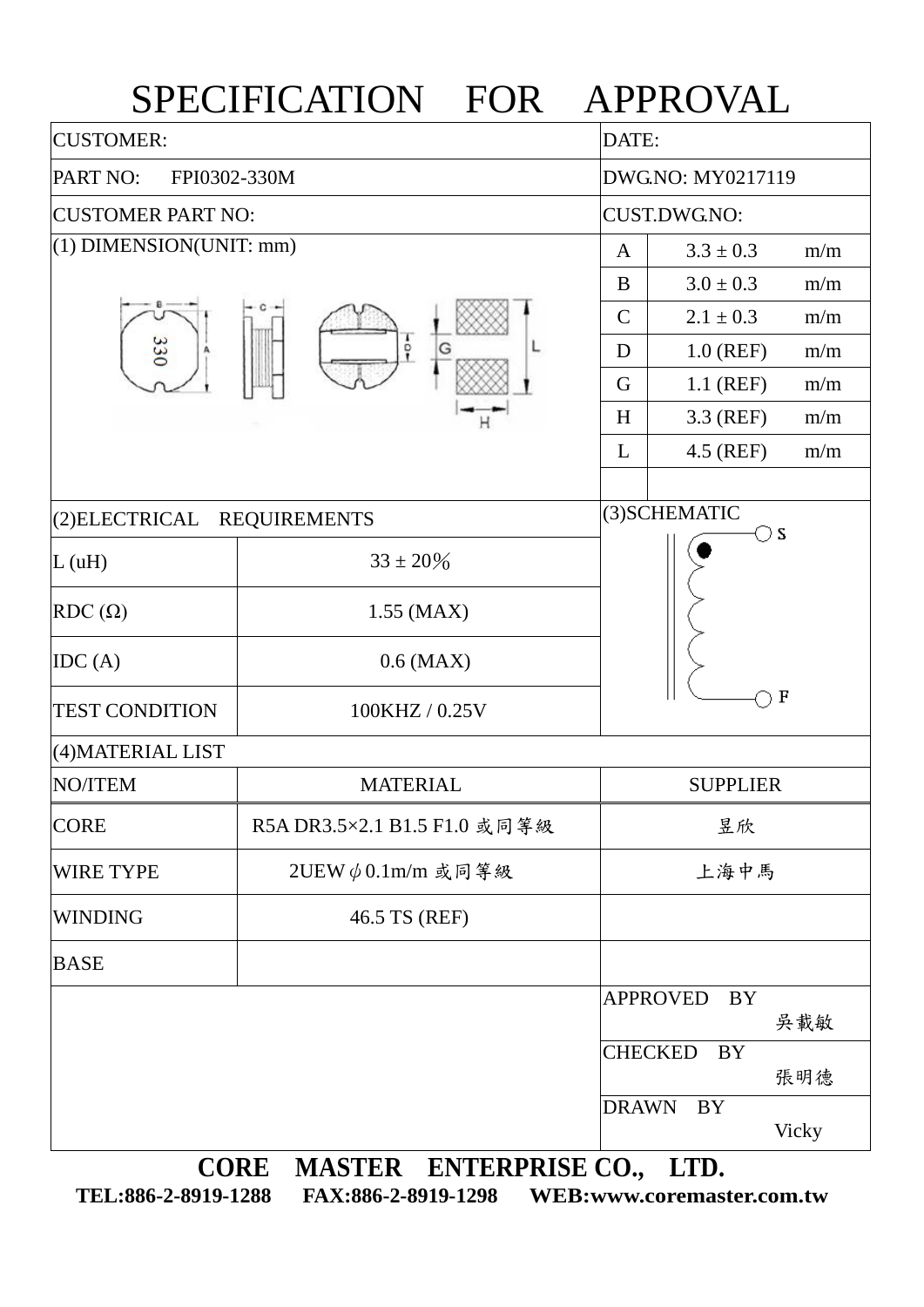# SPECIFICATION FOR APPROVAL

| CUSTOMER: | DATE: |
| --- | --- |
| PART NO: FPI0302-330M | DWG.NO: MY0217119 |
| CUSTOMER PART NO: | CUST.DWG.NO: |

## (1) DIMENSION(UNIT: mm)

|  |  |  |
| --- | --- | --- |
| A | 3.3 ± 0.3 | m/m |
| B | 3.0 ± 0.3 | m/m |
| C | 2.1 ± 0.3 | m/m |
| D | 1.0 (REF) | m/m |
| G | 1.1 (REF) | m/m |
| H | 3.3 (REF) | m/m |
| L | 4.5 (REF) | m/m |

## (2)ELECTRICAL REQUIREMENTS

|  |  |
| --- | --- |
| L (uH) | 33 ± 20％ |
| RDC (Ω) | 1.55 (MAX) |
| IDC (A) | 0.6 (MAX) |
| TEST CONDITION | 100KHZ / 0.25V |

## (3)SCHEMATIC

S

F

## (4)MATERIAL LIST

| NO/ITEM | MATERIAL | SUPPLIER |
| --- | --- | --- |
| CORE | R5A DR3.5×2.1 B1.5 F1.0 或同等級 | 昱欣 |
| WIRE TYPE | 2UEW$\phi$0.1m/m 或同等級 | 上海中馬 |
| WINDING | 46.5 TS (REF) |  |
| BASE |  |  |

| | |
| --- | --- |
| APPROVED BY | 吳載敏 |
| CHECKED BY | 張明德 |
| DRAWN BY | Vicky |

**CORE MASTER ENTERPRISE CO., LTD.**

**TEL:886-2-8919-1288 FAX:886-2-8919-1298 WEB:www.coremaster.com.tw**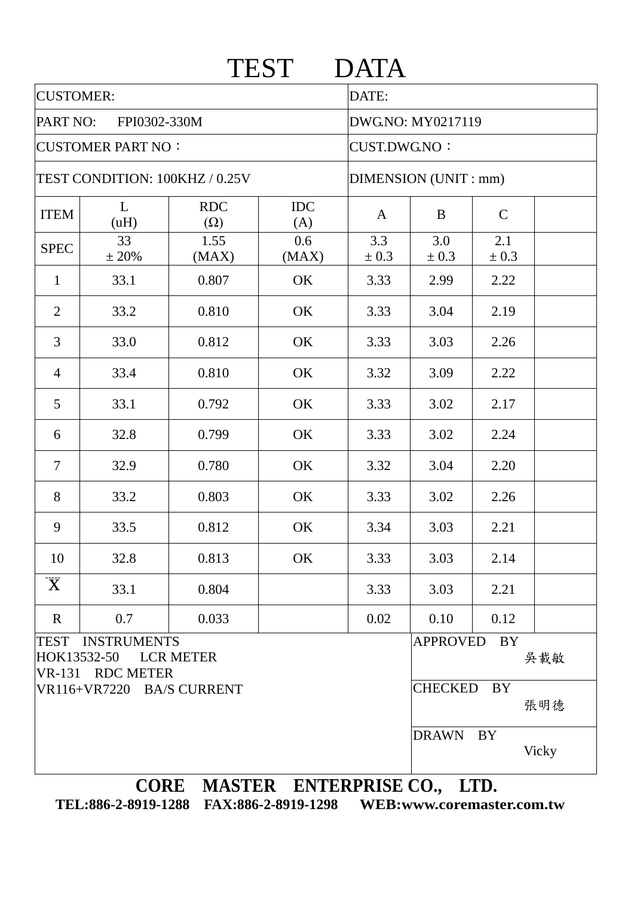# TEST DATA

| CUSTOMER: | | | | DATE: | | | |
|---|---|---|---|---|---|---|---|
| PART NO: FPI0302-330M | | | | DWG.NO: MY0217119 | | | |
| CUSTOMER PART NO： | | | | CUST.DWG.NO： | | | |
| TEST CONDITION: 100KHZ / 0.25V | | | | DIMENSION (UNIT : mm) | | | |
| ITEM | L (uH) | RDC (Ω) | IDC (A) | A | B | C | |
| SPEC | 33 ± 20% | 1.55 (MAX) | 0.6 (MAX) | 3.3 ± 0.3 | 3.0 ± 0.3 | 2.1 ± 0.3 | |
| 1 | 33.1 | 0.807 | OK | 3.33 | 2.99 | 2.22 | |
| 2 | 33.2 | 0.810 | OK | 3.33 | 3.04 | 2.19 | |
| 3 | 33.0 | 0.812 | OK | 3.33 | 3.03 | 2.26 | |
| 4 | 33.4 | 0.810 | OK | 3.32 | 3.09 | 2.22 | |
| 5 | 33.1 | 0.792 | OK | 3.33 | 3.02 | 2.17 | |
| 6 | 32.8 | 0.799 | OK | 3.33 | 3.02 | 2.24 | |
| 7 | 32.9 | 0.780 | OK | 3.32 | 3.04 | 2.20 | |
| 8 | 33.2 | 0.803 | OK | 3.33 | 3.02 | 2.26 | |
| 9 | 33.5 | 0.812 | OK | 3.34 | 3.03 | 2.21 | |
| 10 | 32.8 | 0.813 | OK | 3.33 | 3.03 | 2.14 | |
| $\bar{X}$ | 33.1 | 0.804 | | 3.33 | 3.03 | 2.21 | |
| R | 0.7 | 0.033 | | 0.02 | 0.10 | 0.12 | |

TEST INSTRUMENTS
HOK13532-50 LCR METER
VR-131 RDC METER
VR116+VR7220 BA/S CURRENT

APPROVED BY 吳載敏

CHECKED BY 張明德

DRAWN BY Vicky

**CORE MASTER ENTERPRISE CO., LTD.**
**TEL:886-2-8919-1288 FAX:886-2-8919-1298 WEB:www.coremaster.com.tw**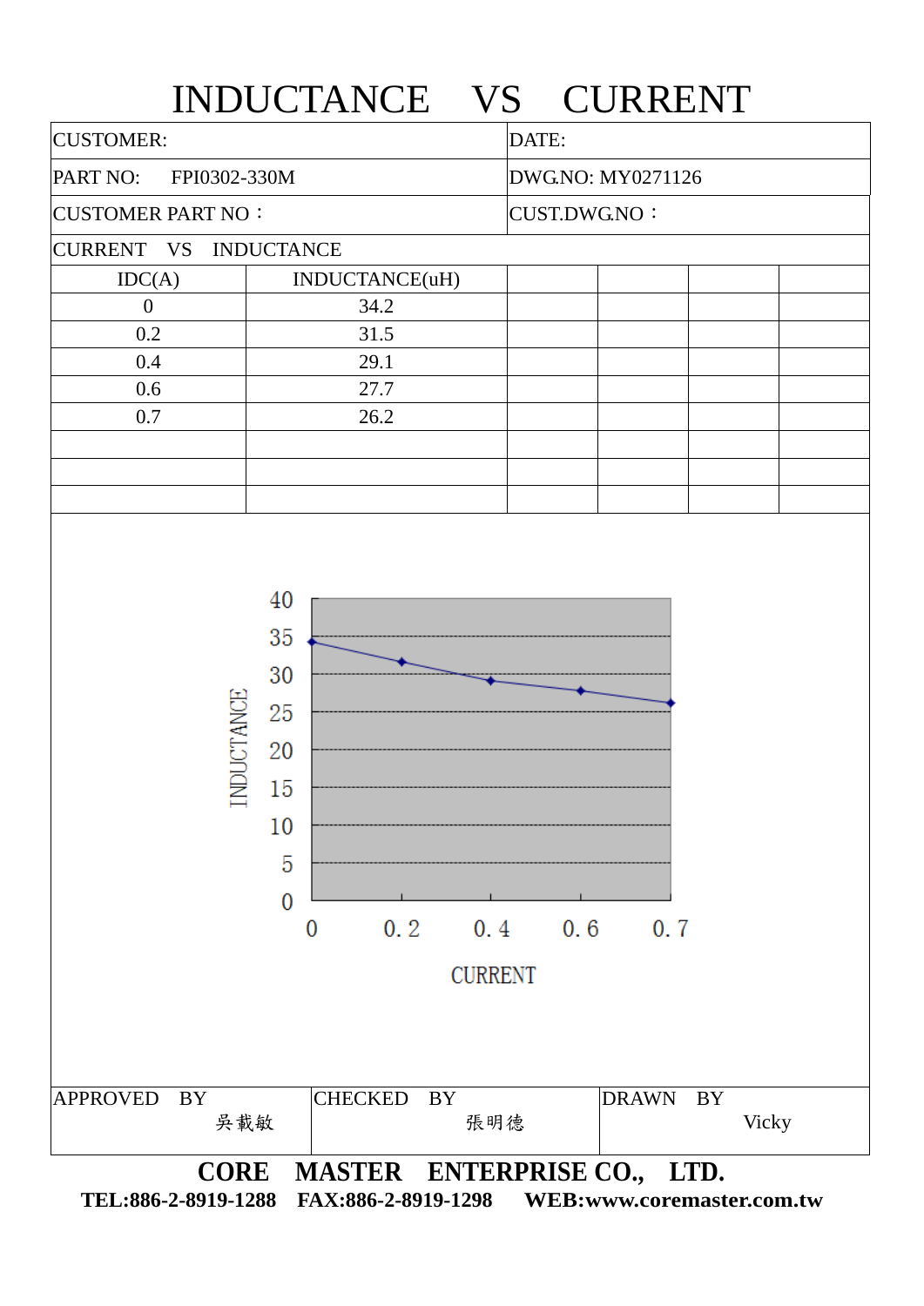# INDUCTANCE VS CURRENT

| | |
|---|---|
| CUSTOMER: | DATE: |
| PART NO: FPI0302-330M | DWG.NO: MY0271126 |
| CUSTOMER PART NO： | CUST.DWG.NO： |

CURRENT VS INDUCTANCE

| IDC(A) | INDUCTANCE(uH) | | | | |
|---|---|---|---|---|---|
| 0 | 34.2 | | | | |
| 0.2 | 31.5 | | | | |
| 0.4 | 29.1 | | | | |
| 0.6 | 27.7 | | | | |
| 0.7 | 26.2 | | | | |
| | | | | | |
| | | | | | |
| | | | | | |

INDUCTANCE

40
35
30
25
20
15
10
5
0

0 0.2 0.4 0.6 0.7

CURRENT

| APPROVED BY | CHECKED BY | DRAWN BY |
|---|---|---|
| 吳載敏 | 張明德 | Vicky |

**CORE MASTER ENTERPRISE CO., LTD.**

**TEL:886-2-8919-1288 FAX:886-2-8919-1298 WEB:www.coremaster.com.tw**